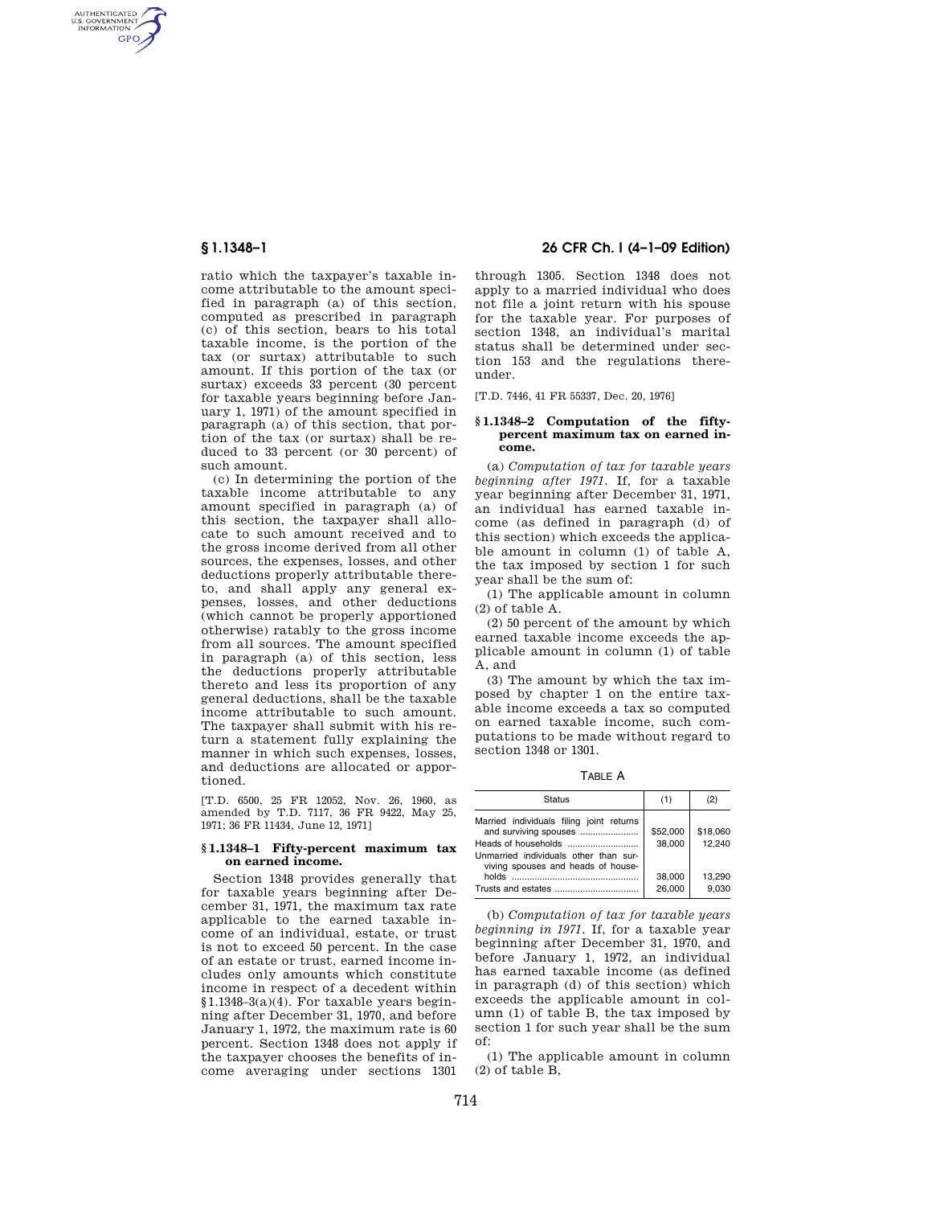ratio which the taxpayer's taxable income attributable to the amount specified in paragraph (a) of this section, computed as prescribed in paragraph (c) of this section, bears to his total taxable income, is the portion of the tax (or surtax) attributable to such amount. If this portion of the tax (or surtax) exceeds 33 percent (30 percent for taxable years beginning before January 1, 1971) of the amount specified in paragraph (a) of this section, that portion of the tax (or surtax) shall be reduced to 33 percent (or 30 percent) of such amount.

(c) In determining the portion of the taxable income attributable to any amount specified in paragraph (a) of this section, the taxpayer shall allocate to such amount received and to the gross income derived from all other sources, the expenses, losses, and other deductions properly attributable thereto, and shall apply any general expenses, losses, and other deductions (which cannot be properly apportioned otherwise) ratably to the gross income from all sources. The amount specified in paragraph (a) of this section, less the deductions properly attributable thereto and less its proportion of any general deductions, shall be the taxable income attributable to such amount. The taxpayer shall submit with his return a statement fully explaining the manner in which such expenses, losses, and deductions are allocated or apportioned.

[T.D. 6500, 25 FR 12052, Nov. 26, 1960, as amended by T.D. 7117, 36 FR 9422, May 25, 1971; 36 FR 11434, June 12, 1971]

### § 1.1348–1 Fifty-percent maximum tax on earned income.

Section 1348 provides generally that for taxable years beginning after December 31, 1971, the maximum tax rate applicable to the earned taxable income of an individual, estate, or trust is not to exceed 50 percent. In the case of an estate or trust, earned income includes only amounts which constitute income in respect of a decedent within §1.1348–3(a)(4). For taxable years beginning after December 31, 1970, and before January 1, 1972, the maximum rate is 60 percent. Section 1348 does not apply if the taxpayer chooses the benefits of income averaging under sections 1301 through 1305. Section 1348 does not apply to a married individual who does not file a joint return with his spouse for the taxable year. For purposes of section 1348, an individual's marital status shall be determined under section 153 and the regulations thereunder.

[T.D. 7446, 41 FR 55337, Dec. 20, 1976]

### § 1.1348–2 Computation of the fifty-percent maximum tax on earned income.

(a) *Computation of tax for taxable years beginning after 1971.* If, for a taxable year beginning after December 31, 1971, an individual has earned taxable income (as defined in paragraph (d) of this section) which exceeds the applicable amount in column (1) of table A, the tax imposed by section 1 for such year shall be the sum of:

(1) The applicable amount in column (2) of table A.

(2) 50 percent of the amount by which earned taxable income exceeds the applicable amount in column (1) of table A, and

(3) The amount by which the tax imposed by chapter 1 on the entire taxable income exceeds a tax so computed on earned taxable income, such computations to be made without regard to section 1348 or 1301.

TABLE A

| Status | (1) | (2) |
|---|---|---|
| Married individuals filing joint returns and surviving spouses | $52,000 | $18,060 |
| Heads of households | 38,000 | 12,240 |
| Unmarried individuals other than surviving spouses and heads of households | 38,000 | 13,290 |
| Trusts and estates | 26,000 | 9,030 |

(b) *Computation of tax for taxable years beginning in 1971.* If, for a taxable year beginning after December 31, 1970, and before January 1, 1972, an individual has earned taxable income (as defined in paragraph (d) of this section) which exceeds the applicable amount in column (1) of table B, the tax imposed by section 1 for such year shall be the sum of:

(1) The applicable amount in column (2) of table B,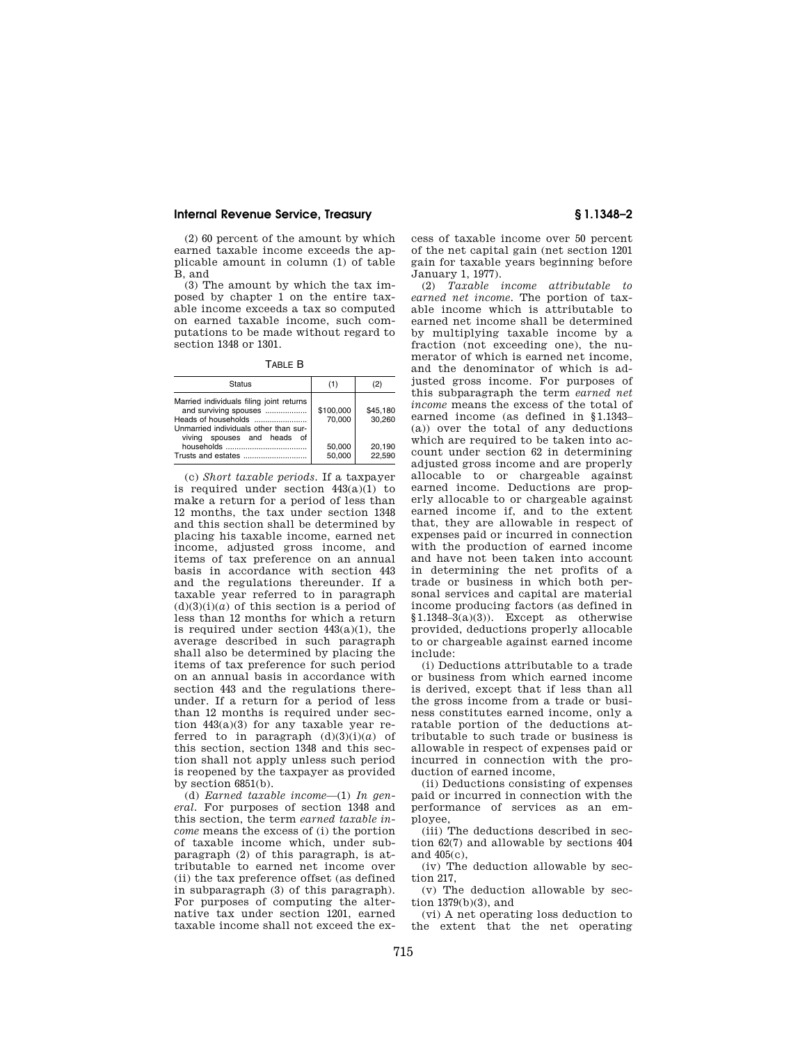(2) 60 percent of the amount by which earned taxable income exceeds the applicable amount in column (1) of table B, and

(3) The amount by which the tax imposed by chapter 1 on the entire taxable income exceeds a tax so computed on earned taxable income, such computations to be made without regard to section 1348 or 1301.

TABLE B

| Status | (1) | (2) |
|---|---|---|
| Married individuals filing joint returns and surviving spouses | $100,000 | $45,180 |
| Heads of households | 70,000 | 30,260 |
| Unmarried individuals other than surviving spouses and heads of households | 50,000 | 20,190 |
| Trusts and estates | 50,000 | 22,590 |

(c) *Short taxable periods.* If a taxpayer is required under section 443(a)(1) to make a return for a period of less than 12 months, the tax under section 1348 and this section shall be determined by placing his taxable income, earned net income, adjusted gross income, and items of tax preference on an annual basis in accordance with section 443 and the regulations thereunder. If a taxable year referred to in paragraph (d)(3)(i)(*a*) of this section is a period of less than 12 months for which a return is required under section 443(a)(1), the average described in such paragraph shall also be determined by placing the items of tax preference for such period on an annual basis in accordance with section 443 and the regulations thereunder. If a return for a period of less than 12 months is required under section 443(a)(3) for any taxable year referred to in paragraph (d)(3)(i)(*a*) of this section, section 1348 and this section shall not apply unless such period is reopened by the taxpayer as provided by section 6851(b).

(d) *Earned taxable income*—(1) *In general.* For purposes of section 1348 and this section, the term *earned taxable income* means the excess of (i) the portion of taxable income which, under subparagraph (2) of this paragraph, is attributable to earned net income over (ii) the tax preference offset (as defined in subparagraph (3) of this paragraph). For purposes of computing the alternative tax under section 1201, earned taxable income shall not exceed the excess of taxable income over 50 percent of the net capital gain (net section 1201 gain for taxable years beginning before January 1, 1977).

(2) *Taxable income attributable to earned net income.* The portion of taxable income which is attributable to earned net income shall be determined by multiplying taxable income by a fraction (not exceeding one), the numerator of which is earned net income, and the denominator of which is adjusted gross income. For purposes of this subparagraph the term *earned net income* means the excess of the total of earned income (as defined in §1.1343–(a)) over the total of any deductions which are required to be taken into account under section 62 in determining adjusted gross income and are properly allocable to or chargeable against earned income. Deductions are properly allocable to or chargeable against earned income if, and to the extent that, they are allowable in respect of expenses paid or incurred in connection with the production of earned income and have not been taken into account in determining the net profits of a trade or business in which both personal services and capital are material income producing factors (as defined in §1.1348–3(a)(3)). Except as otherwise provided, deductions properly allocable to or chargeable against earned income include:

(i) Deductions attributable to a trade or business from which earned income is derived, except that if less than all the gross income from a trade or business constitutes earned income, only a ratable portion of the deductions attributable to such trade or business is allowable in respect of expenses paid or incurred in connection with the production of earned income,

(ii) Deductions consisting of expenses paid or incurred in connection with the performance of services as an employee,

(iii) The deductions described in section 62(7) and allowable by sections 404 and 405(c),

(iv) The deduction allowable by section 217,

(v) The deduction allowable by section 1379(b)(3), and

(vi) A net operating loss deduction to the extent that the net operating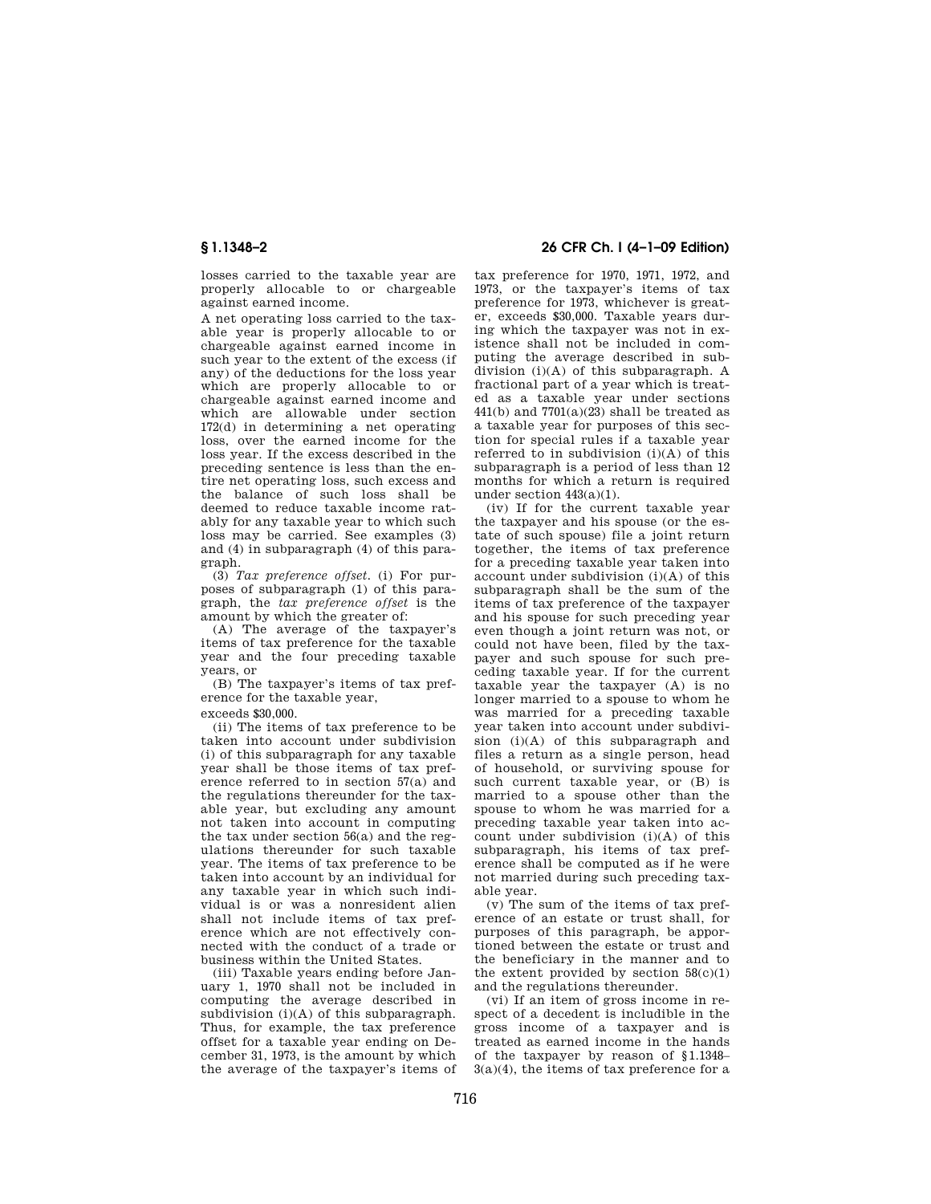losses carried to the taxable year are properly allocable to or chargeable against earned income.

A net operating loss carried to the taxable year is properly allocable to or chargeable against earned income in such year to the extent of the excess (if any) of the deductions for the loss year which are properly allocable to or chargeable against earned income and which are allowable under section 172(d) in determining a net operating loss, over the earned income for the loss year. If the excess described in the preceding sentence is less than the entire net operating loss, such excess and the balance of such loss shall be deemed to reduce taxable income ratably for any taxable year to which such loss may be carried. See examples (3) and (4) in subparagraph (4) of this paragraph.

(3) *Tax preference offset.* (i) For purposes of subparagraph (1) of this paragraph, the *tax preference offset* is the amount by which the greater of:

(A) The average of the taxpayer's items of tax preference for the taxable year and the four preceding taxable years, or

(B) The taxpayer's items of tax preference for the taxable year,

exceeds $30,000.

(ii) The items of tax preference to be taken into account under subdivision (i) of this subparagraph for any taxable year shall be those items of tax preference referred to in section 57(a) and the regulations thereunder for the taxable year, but excluding any amount not taken into account in computing the tax under section 56(a) and the regulations thereunder for such taxable year. The items of tax preference to be taken into account by an individual for any taxable year in which such individual is or was a nonresident alien shall not include items of tax preference which are not effectively connected with the conduct of a trade or business within the United States.

(iii) Taxable years ending before January 1, 1970 shall not be included in computing the average described in subdivision (i)(A) of this subparagraph. Thus, for example, the tax preference offset for a taxable year ending on December 31, 1973, is the amount by which the average of the taxpayer's items of tax preference for 1970, 1971, 1972, and 1973, or the taxpayer's items of tax preference for 1973, whichever is greater, exceeds $30,000. Taxable years during which the taxpayer was not in existence shall not be included in computing the average described in subdivision (i)(A) of this subparagraph. A fractional part of a year which is treated as a taxable year under sections 441(b) and 7701(a)(23) shall be treated as a taxable year for purposes of this section for special rules if a taxable year referred to in subdivision (i)(A) of this subparagraph is a period of less than 12 months for which a return is required under section 443(a)(1).

(iv) If for the current taxable year the taxpayer and his spouse (or the estate of such spouse) file a joint return together, the items of tax preference for a preceding taxable year taken into account under subdivision (i)(A) of this subparagraph shall be the sum of the items of tax preference of the taxpayer and his spouse for such preceding year even though a joint return was not, or could not have been, filed by the taxpayer and such spouse for such preceding taxable year. If for the current taxable year the taxpayer (A) is no longer married to a spouse to whom he was married for a preceding taxable year taken into account under subdivision (i)(A) of this subparagraph and files a return as a single person, head of household, or surviving spouse for such current taxable year, or (B) is married to a spouse other than the spouse to whom he was married for a preceding taxable year taken into account under subdivision (i)(A) of this subparagraph, his items of tax preference shall be computed as if he were not married during such preceding taxable year.

(v) The sum of the items of tax preference of an estate or trust shall, for purposes of this paragraph, be apportioned between the estate or trust and the beneficiary in the manner and to the extent provided by section 58(c)(1) and the regulations thereunder.

(vi) If an item of gross income in respect of a decedent is includible in the gross income of a taxpayer and is treated as earned income in the hands of the taxpayer by reason of §1.1348–3(a)(4), the items of tax preference for a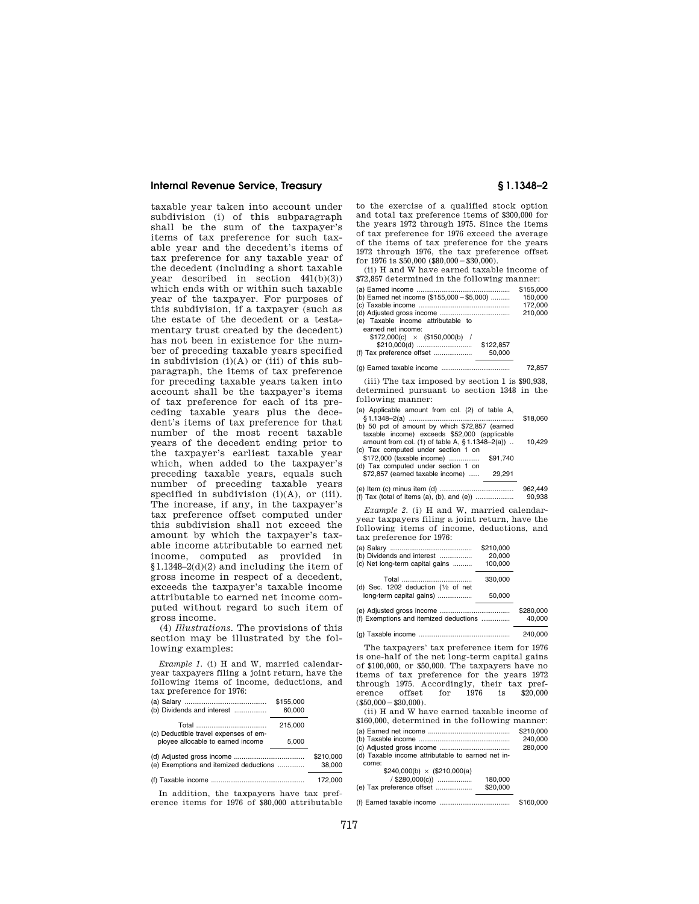taxable year taken into account under subdivision (i) of this subparagraph shall be the sum of the taxpayer's items of tax preference for such taxable year and the decedent's items of tax preference for any taxable year of the decedent (including a short taxable year described in section 441(b)(3)) which ends with or within such taxable year of the taxpayer. For purposes of this subdivision, if a taxpayer (such as the estate of the decedent or a testamentary trust created by the decedent) has not been in existence for the number of preceding taxable years specified in subdivision (i)(A) or (iii) of this subparagraph, the items of tax preference for preceding taxable years taken into account shall be the taxpayer's items of tax preference for each of its preceding taxable years plus the decedent's items of tax preference for that number of the most recent taxable years of the decedent ending prior to the taxpayer's earliest taxable year which, when added to the taxpayer's preceding taxable years, equals such number of preceding taxable years specified in subdivision (i)(A), or (iii). The increase, if any, in the taxpayer's tax preference offset computed under this subdivision shall not exceed the amount by which the taxpayer's taxable income attributable to earned net income, computed as provided in §1.1348–2(d)(2) and including the item of gross income in respect of a decedent, exceeds the taxpayer's taxable income attributable to earned net income computed without regard to such item of gross income.

(4) *Illustrations.* The provisions of this section may be illustrated by the following examples:

*Example 1.* (i) H and W, married calendar-year taxpayers filing a joint return, have the following items of income, deductions, and tax preference for 1976:

| | | |
|---|---|---|
| (a) Salary | $155,000 | |
| (b) Dividends and interest | 60,000 | |
| Total | 215,000 | |
| (c) Deductible travel expenses of employee allocable to earned income | 5,000 | |
| (d) Adjusted gross income | | $210,000 |
| (e) Exemptions and itemized deductions | | 38,000 |
| (f) Taxable income | | 172,000 |

In addition, the taxpayers have tax preference items for 1976 of $80,000 attributable to the exercise of a qualified stock option and total tax preference items of $300,000 for the years 1972 through 1975. Since the items of tax preference for 1976 exceed the average of the items of tax preference for the years 1972 through 1976, the tax preference offset for 1976 is $50,000 ($80,000 − $30,000).

(ii) H and W have earned taxable income of $72,857 determined in the following manner:

| | | |
|---|---|---|
| (a) Earned income | | $155,000 |
| (b) Earned net income ($155,000 − $5,000) | | 150,000 |
| (c) Taxable income | | 172,000 |
| (d) Adjusted gross income | | 210,000 |
| (e) Taxable income attributable to earned net income: $172,000(c) × ($150,000(b) / $210,000(d)) | $122,857 | |
| (f) Tax preference offset | 50,000 | |
| (g) Earned taxable income | | 72,857 |

(iii) The tax imposed by section 1 is $90,938, determined pursuant to section 1348 in the following manner:

| | | |
|---|---|---|
| (a) Applicable amount from col. (2) of table A, §1.1348–2(a) | | $18,060 |
| (b) 50 pct of amount by which $72,857 (earned taxable income) exceeds $52,000 (applicable amount from col. (1) of table A, §1.1348–2(a)) | | 10,429 |
| (c) Tax computed under section 1 on $172,000 (taxable income) | $91,740 | |
| (d) Tax computed under section 1 on $72,857 (earned taxable income) | 29,291 | |
| (e) Item (c) minus item (d) | | 962,449 |
| (f) Tax (total of items (a), (b), and (e)) | | 90,938 |

*Example 2.* (i) H and W, married calendar-year taxpayers filing a joint return, have the following items of income, deductions, and tax preference for 1976:

| | | |
|---|---|---|
| (a) Salary | $210,000 | |
| (b) Dividends and interest | 20,000 | |
| (c) Net long-term capital gains | 100,000 | |
| Total | 330,000 | |
| (d) Sec. 1202 deduction (½ of net long-term capital gains) | 50,000 | |
| (e) Adjusted gross income | | $280,000 |
| (f) Exemptions and itemized deductions | | 40,000 |
| (g) Taxable income | | 240,000 |

The taxpayers' tax preference item for 1976 is one-half of the net long-term capital gains of $100,000, or $50,000. The taxpayers have no items of tax preference for the years 1972 through 1975. Accordingly, their tax preference offset for 1976 is $20,000 ($50,000 − $30,000).

(ii) H and W have earned taxable income of $160,000, determined in the following manner:

| | | |
|---|---|---|
| (a) Earned net income | | $210,000 |
| (b) Taxable income | | 240,000 |
| (c) Adjusted gross income | | 280,000 |
| (d) Taxable income attributable to earned net income: $240,000(b) × ($210,000(a) / $280,000(c)) | 180,000 | |
| (e) Tax preference offset | $20,000 | |
| (f) Earned taxable income | | $160,000 |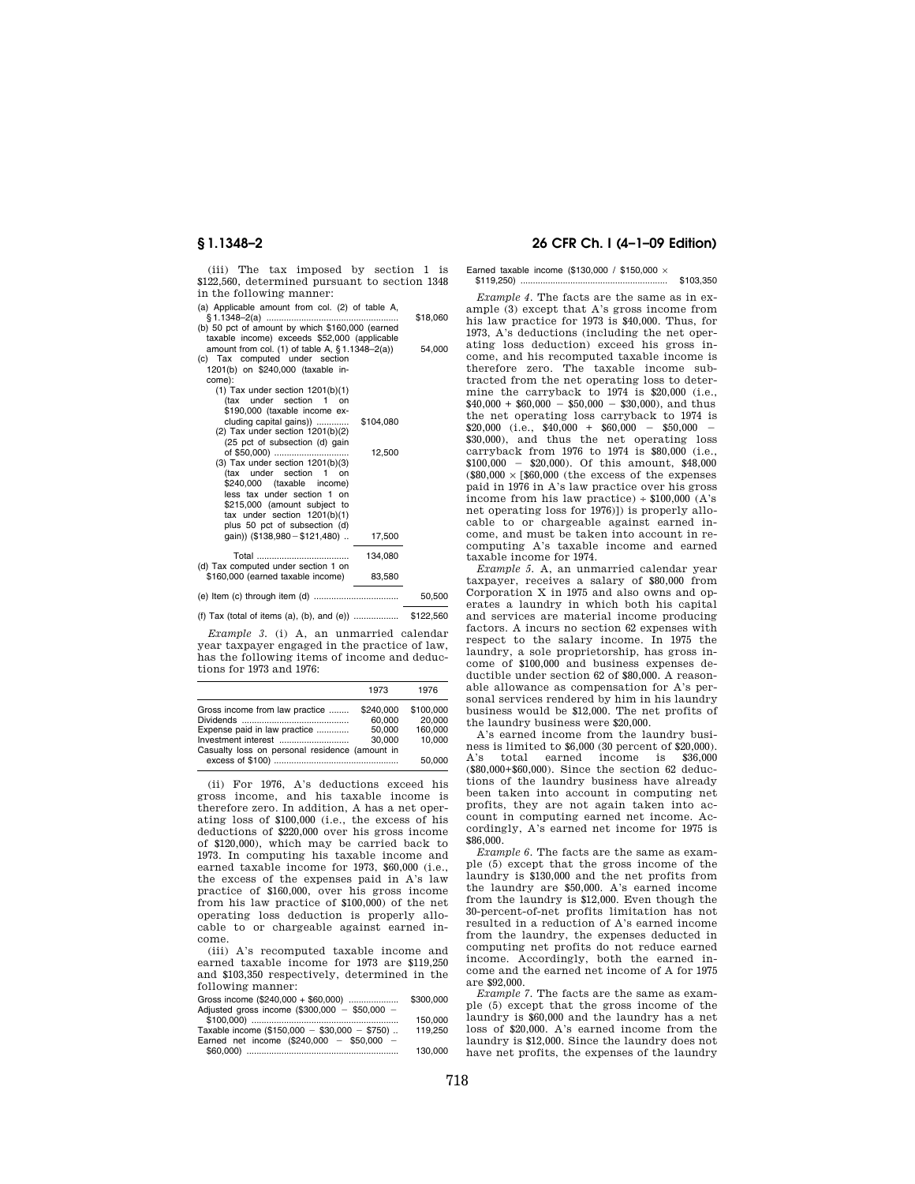(iii) The tax imposed by section 1 is $122,560, determined pursuant to section 1348 in the following manner:

| | | |
|---|---|---|
| (a) Applicable amount from col. (2) of table A, § 1.1348–2(a) | | $18,060 |
| (b) 50 pct of amount by which $160,000 (earned taxable income) exceeds $52,000 (applicable amount from col. (1) of table A, § 1.1348–2(a)) | | 54,000 |
| (c) Tax computed under section 1201(b) on $240,000 (taxable income): | | |
| (1) Tax under section 1201(b)(1) (tax under section 1 on $190,000 (taxable income excluding capital gains)) | $104,080 | |
| (2) Tax under section 1201(b)(2) (25 pct of subsection (d) gain of $50,000) | 12,500 | |
| (3) Tax under section 1201(b)(3) (tax under section 1 on $240,000 (taxable income) less tax under section 1 on $215,000 (amount subject to tax under section 1201(b)(1) plus 50 pct of subsection (d) gain)) ($138,980 − $121,480) | 17,500 | |
| Total | 134,080 | |
| (d) Tax computed under section 1 on $160,000 (earned taxable income) | 83,580 | |
| (e) Item (c) through item (d) | | 50,500 |
| (f) Tax (total of items (a), (b), and (e)) | | $122,560 |

*Example 3.* (i) A, an unmarried calendar year taxpayer engaged in the practice of law, has the following items of income and deductions for 1973 and 1976:

| | 1973 | 1976 |
|---|---|---|
| Gross income from law practice | $240,000 | $100,000 |
| Dividends | 60,000 | 20,000 |
| Expense paid in law practice | 50,000 | 160,000 |
| Investment interest | 30,000 | 10,000 |
| Casualty loss on personal residence (amount in excess of $100) | | 50,000 |

(ii) For 1976, A's deductions exceed his gross income, and his taxable income is therefore zero. In addition, A has a net operating loss of $100,000 (i.e., the excess of his deductions of $220,000 over his gross income of $120,000), which may be carried back to 1973. In computing his taxable income and earned taxable income for 1973, $60,000 (i.e., the excess of the expenses paid in A's law practice of $160,000, over his gross income from his law practice of $100,000) of the net operating loss deduction is properly allocable to or chargeable against earned income.

(iii) A's recomputed taxable income and earned taxable income for 1973 are $119,250 and $103,350 respectively, determined in the following manner:

| | |
|---|---|
| Gross income ($240,000 + $60,000) | $300,000 |
| Adjusted gross income ($300,000 − $50,000 − $100,000) | 150,000 |
| Taxable income ($150,000 − $30,000 − $750) | 119,250 |
| Earned net income ($240,000 − $50,000 − $60,000) | 130,000 |
| Earned taxable income ($130,000 / $150,000 × $119,250) | $103,350 |

*Example 4.* The facts are the same as in example (3) except that A's gross income from his law practice for 1973 is $40,000. Thus, for 1973, A's deductions (including the net operating loss deduction) exceed his gross income, and his recomputed taxable income is therefore zero. The taxable income subtracted from the net operating loss to determine the carryback to 1974 is $20,000 (i.e., $40,000 + $60,000 − $50,000 − $30,000), and thus the net operating loss carryback to 1974 is $20,000 (i.e., $40,000 + $60,000 − $50,000 − $30,000), and thus the net operating loss carryback from 1976 to 1974 is $80,000 (i.e., $100,000 − $20,000). Of this amount, $48,000 ($80,000 × [$60,000 (the excess of the expenses paid in 1976 in A's law practice over his gross income from his law practice) ÷ $100,000 (A's net operating loss for 1976)]) is properly allocable to or chargeable against earned income, and must be taken into account in recomputing A's taxable income and earned taxable income for 1974.

*Example 5.* A, an unmarried calendar year taxpayer, receives a salary of $80,000 from Corporation X in 1975 and also owns and operates a laundry in which both his capital and services are material income producing factors. A incurs no section 62 expenses with respect to the salary income. In 1975 the laundry, a sole proprietorship, has gross income of $100,000 and business expenses deductible under section 62 of $80,000. A reasonable allowance as compensation for A's personal services rendered by him in his laundry business would be $12,000. The net profits of the laundry business were $20,000.

A's earned income from the laundry business is limited to $6,000 (30 percent of $20,000). A's total earned income is $36,000 ($80,000+$60,000). Since the section 62 deductions of the laundry business have already been taken into account in computing net profits, they are not again taken into account in computing earned net income. Accordingly, A's earned net income for 1975 is $86,000.

*Example 6.* The facts are the same as example (5) except that the gross income of the laundry is $130,000 and the net profits from the laundry are $50,000. A's earned income from the laundry is $12,000. Even though the 30-percent-of-net profits limitation has not resulted in a reduction of A's earned income from the laundry, the expenses deducted in computing net profits do not reduce earned income. Accordingly, both the earned income and the earned net income of A for 1975 are $92,000.

*Example 7.* The facts are the same as example (5) except that the gross income of the laundry is $60,000 and the laundry has a net loss of $20,000. A's earned income from the laundry is $12,000. Since the laundry does not have net profits, the expenses of the laundry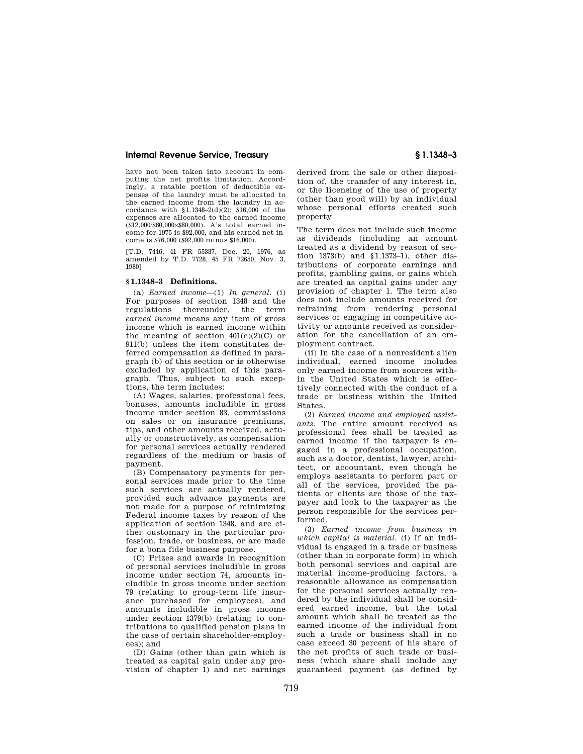have not been taken into account in computing the net profits limitation. Accordingly, a ratable portion of deductible expenses of the laundry must be allocated to the earned income from the laundry in accordance with §1.1348–2(d)(2); $16,000 of the expenses are allocated to the earned income ($12,000/$60,000×$80,000). A's total earned income for 1975 is $92,000, and his earned net income is $76,000 ($92,000 minus $16,000).

[T.D. 7446, 41 FR 55337, Dec. 20, 1976, as amended by T.D. 7728, 45 FR 72650, Nov. 3, 1980]

### §1.1348–3 Definitions.

(a) *Earned income*—(1) *In general.* (i) For purposes of section 1348 and the regulations thereunder, the term *earned income* means any item of gross income which is earned income within the meaning of section 401(c)(2)(C) or 911(b) unless the item constitutes deferred compensation as defined in paragraph (b) of this section or is otherwise excluded by application of this paragraph. Thus, subject to such exceptions, the term includes:

(A) Wages, salaries, professional fees, bonuses, amounts includible in gross income under section 83, commissions on sales or on insurance premiums, tips, and other amounts received, actually or constructively, as compensation for personal services actually rendered regardless of the medium or basis of payment.

(B) Compensatory payments for personal services made prior to the time such services are actually rendered, provided such advance payments are not made for a purpose of minimizing Federal income taxes by reason of the application of section 1348, and are either customary in the particular profession, trade, or business, or are made for a bona fide business purpose.

(C) Prizes and awards in recognition of personal services includible in gross income under section 74, amounts includible in gross income under section 79 (relating to group-term life insurance purchased for employees), and amounts includible in gross income under section 1379(b) (relating to contributions to qualified pension plans in the case of certain shareholder-employees); and

(D) Gains (other than gain which is treated as capital gain under any provision of chapter 1) and net earnings derived from the sale or other disposition of, the transfer of any interest in, or the licensing of the use of property (other than good will) by an individual whose personal efforts created such property

The term does not include such income as dividends (including an amount treated as a dividend by reason of section 1373(b) and §1.1373–1), other distributions of corporate earnings and profits, gambling gains, or gains which are treated as capital gains under any provision of chapter 1. The term also does not include amounts received for refraining from rendering personal services or engaging in competitive activity or amounts received as consideration for the cancellation of an employment contract.

(ii) In the case of a nonresident alien individual, earned income includes only earned income from sources within the United States which is effectively connected with the conduct of a trade or business within the United States.

(2) *Earned income and employed assistants.* The entire amount received as professional fees shall be treated as earned income if the taxpayer is engaged in a professional occupation, such as a doctor, dentist, lawyer, architect, or accountant, even though he employs assistants to perform part or all of the services, provided the patients or clients are those of the taxpayer and look to the taxpayer as the person responsible for the services performed.

(3) *Earned income from business in which capital is material.* (i) If an individual is engaged in a trade or business (other than in corporate form) in which both personal services and capital are material income-producing factors, a reasonable allowance as compensation for the personal services actually rendered by the individual shall be considered earned income, but the total amount which shall be treated as the earned income of the individual from such a trade or business shall in no case exceed 30 percent of his share of the net profits of such trade or business (which share shall include any guaranteed payment (as defined by